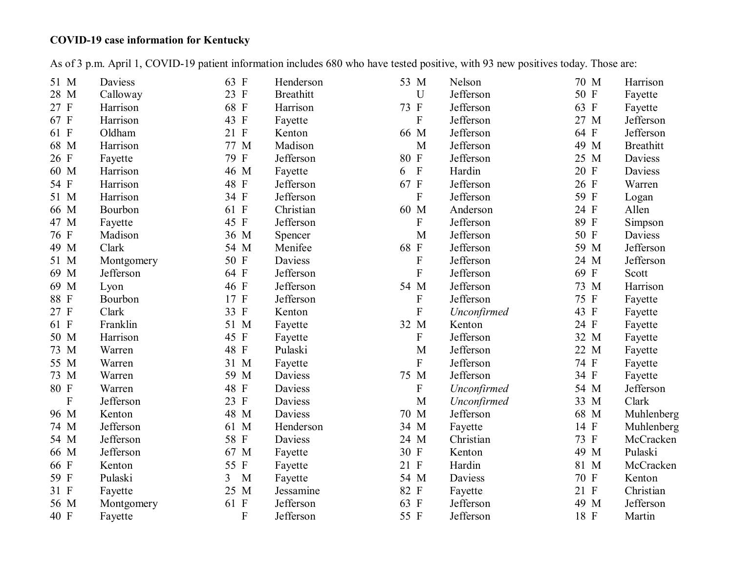**COVID-19 case information for Kentucky**

As of 3 p.m. April 1, COVID-19 patient information includes 680 who have tested positive, with 93 new positives today. Those are:

| Age | Sex | County |
|---|---|---|
| 51 | M | Daviess |
| 28 | M | Calloway |
| 27 | F | Harrison |
| 67 | F | Harrison |
| 61 | F | Oldham |
| 68 | M | Harrison |
| 26 | F | Fayette |
| 60 | M | Harrison |
| 54 | F | Harrison |
| 51 | M | Harrison |
| 66 | M | Bourbon |
| 47 | M | Fayette |
| 76 | F | Madison |
| 49 | M | Clark |
| 51 | M | Montgomery |
| 69 | M | Jefferson |
| 69 | M | Lyon |
| 88 | F | Bourbon |
| 27 | F | Clark |
| 61 | F | Franklin |
| 50 | M | Harrison |
| 73 | M | Warren |
| 55 | M | Warren |
| 73 | M | Warren |
| 80 | F | Warren |
| | F | Jefferson |
| 96 | M | Kenton |
| 74 | M | Jefferson |
| 54 | M | Jefferson |
| 66 | M | Jefferson |
| 66 | F | Kenton |
| 59 | F | Pulaski |
| 31 | F | Fayette |
| 56 | M | Montgomery |
| 40 | F | Fayette |
| 63 | F | Henderson |
| 23 | F | Breathitt |
| 68 | F | Harrison |
| 43 | F | Fayette |
| 21 | F | Kenton |
| 77 | M | Madison |
| 79 | F | Jefferson |
| 46 | M | Fayette |
| 48 | F | Jefferson |
| 34 | F | Jefferson |
| 61 | F | Christian |
| 45 | F | Jefferson |
| 36 | M | Spencer |
| 54 | M | Menifee |
| 50 | F | Daviess |
| 64 | F | Jefferson |
| 46 | F | Jefferson |
| 17 | F | Jefferson |
| 33 | F | Kenton |
| 51 | M | Fayette |
| 45 | F | Fayette |
| 48 | F | Pulaski |
| 31 | M | Fayette |
| 59 | M | Daviess |
| 48 | F | Daviess |
| 23 | F | Daviess |
| 48 | M | Daviess |
| 61 | M | Henderson |
| 58 | F | Daviess |
| 67 | M | Fayette |
| 55 | F | Fayette |
| 3 | M | Fayette |
| 25 | M | Jessamine |
| 61 | F | Jefferson |
| | F | Jefferson |
| 53 | M | Nelson |
| | U | Jefferson |
| 73 | F | Jefferson |
| | F | Jefferson |
| 66 | M | Jefferson |
| | M | Jefferson |
| 80 | F | Jefferson |
| 6 | F | Hardin |
| 67 | F | Jefferson |
| | F | Jefferson |
| 60 | M | Anderson |
| | F | Jefferson |
| | M | Jefferson |
| 68 | F | Jefferson |
| | F | Jefferson |
| | F | Jefferson |
| 54 | M | Jefferson |
| | F | Jefferson |
| | F | *Unconfirmed* |
| 32 | M | Kenton |
| | F | Jefferson |
| | M | Jefferson |
| | F | Jefferson |
| 75 | M | Jefferson |
| | F | *Unconfirmed* |
| | M | *Unconfirmed* |
| 70 | M | Jefferson |
| 34 | M | Fayette |
| 24 | M | Christian |
| 30 | F | Kenton |
| 21 | F | Hardin |
| 54 | M | Daviess |
| 82 | F | Fayette |
| 63 | F | Jefferson |
| 55 | F | Jefferson |
| 70 | M | Harrison |
| 50 | F | Fayette |
| 63 | F | Fayette |
| 27 | M | Jefferson |
| 64 | F | Jefferson |
| 49 | M | Breathitt |
| 25 | M | Daviess |
| 20 | F | Daviess |
| 26 | F | Warren |
| 59 | F | Logan |
| 24 | F | Allen |
| 89 | F | Simpson |
| 50 | F | Daviess |
| 59 | M | Jefferson |
| 24 | M | Jefferson |
| 69 | F | Scott |
| 73 | M | Harrison |
| 75 | F | Fayette |
| 43 | F | Fayette |
| 24 | F | Fayette |
| 32 | M | Fayette |
| 22 | M | Fayette |
| 74 | F | Fayette |
| 34 | F | Fayette |
| 54 | M | Jefferson |
| 33 | M | Clark |
| 68 | M | Muhlenberg |
| 14 | F | Muhlenberg |
| 73 | F | McCracken |
| 49 | M | Pulaski |
| 81 | M | McCracken |
| 70 | F | Kenton |
| 21 | F | Christian |
| 49 | M | Jefferson |
| 18 | F | Martin |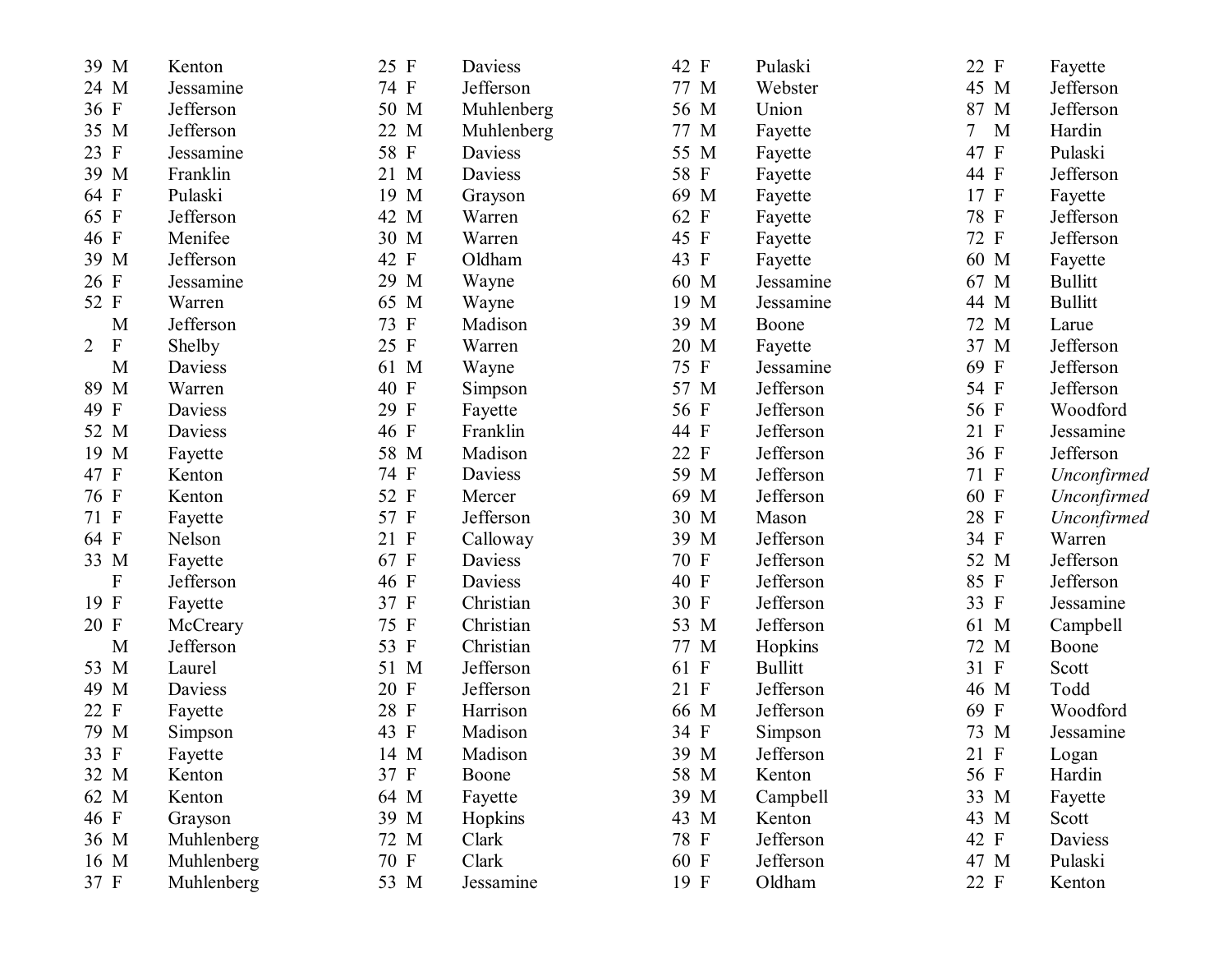| Age | Sex | County |
|---|---|---|
| 39 | M | Kenton |
| 24 | M | Jessamine |
| 36 | F | Jefferson |
| 35 | M | Jefferson |
| 23 | F | Jessamine |
| 39 | M | Franklin |
| 64 | F | Pulaski |
| 65 | F | Jefferson |
| 46 | F | Menifee |
| 39 | M | Jefferson |
| 26 | F | Jessamine |
| 52 | F | Warren |
| | M | Jefferson |
| 2 | F | Shelby |
| | M | Daviess |
| 89 | M | Warren |
| 49 | F | Daviess |
| 52 | M | Daviess |
| 19 | M | Fayette |
| 47 | F | Kenton |
| 76 | F | Kenton |
| 71 | F | Fayette |
| 64 | F | Nelson |
| 33 | M | Fayette |
| | F | Jefferson |
| 19 | F | Fayette |
| 20 | F | McCreary |
| | M | Jefferson |
| 53 | M | Laurel |
| 49 | M | Daviess |
| 22 | F | Fayette |
| 79 | M | Simpson |
| 33 | F | Fayette |
| 32 | M | Kenton |
| 62 | M | Kenton |
| 46 | F | Grayson |
| 36 | M | Muhlenberg |
| 16 | M | Muhlenberg |
| 37 | F | Muhlenberg |
| 25 | F | Daviess |
| 74 | F | Jefferson |
| 50 | M | Muhlenberg |
| 22 | M | Muhlenberg |
| 58 | F | Daviess |
| 21 | M | Daviess |
| 19 | M | Grayson |
| 42 | M | Warren |
| 30 | M | Warren |
| 42 | F | Oldham |
| 29 | M | Wayne |
| 65 | M | Wayne |
| 73 | F | Madison |
| 25 | F | Warren |
| 61 | M | Wayne |
| 40 | F | Simpson |
| 29 | F | Fayette |
| 46 | F | Franklin |
| 58 | M | Madison |
| 74 | F | Daviess |
| 52 | F | Mercer |
| 57 | F | Jefferson |
| 21 | F | Calloway |
| 67 | F | Daviess |
| 46 | F | Daviess |
| 37 | F | Christian |
| 75 | F | Christian |
| 53 | F | Christian |
| 51 | M | Jefferson |
| 20 | F | Jefferson |
| 28 | F | Harrison |
| 43 | F | Madison |
| 14 | M | Madison |
| 37 | F | Boone |
| 64 | M | Fayette |
| 39 | M | Hopkins |
| 72 | M | Clark |
| 70 | F | Clark |
| 53 | M | Jessamine |
| 42 | F | Pulaski |
| 77 | M | Webster |
| 56 | M | Union |
| 77 | M | Fayette |
| 55 | M | Fayette |
| 58 | F | Fayette |
| 69 | M | Fayette |
| 62 | F | Fayette |
| 45 | F | Fayette |
| 43 | F | Fayette |
| 60 | M | Jessamine |
| 19 | M | Jessamine |
| 39 | M | Boone |
| 20 | M | Fayette |
| 75 | F | Jessamine |
| 57 | M | Jefferson |
| 56 | F | Jefferson |
| 44 | F | Jefferson |
| 22 | F | Jefferson |
| 59 | M | Jefferson |
| 69 | M | Jefferson |
| 30 | M | Mason |
| 39 | M | Jefferson |
| 70 | F | Jefferson |
| 40 | F | Jefferson |
| 30 | F | Jefferson |
| 53 | M | Jefferson |
| 77 | M | Hopkins |
| 61 | F | Bullitt |
| 21 | F | Jefferson |
| 66 | M | Jefferson |
| 34 | F | Simpson |
| 39 | M | Jefferson |
| 58 | M | Kenton |
| 39 | M | Campbell |
| 43 | M | Kenton |
| 78 | F | Jefferson |
| 60 | F | Jefferson |
| 19 | F | Oldham |
| 22 | F | Fayette |
| 45 | M | Jefferson |
| 87 | M | Jefferson |
| 7 | M | Hardin |
| 47 | F | Pulaski |
| 44 | F | Jefferson |
| 17 | F | Fayette |
| 78 | F | Jefferson |
| 72 | F | Jefferson |
| 60 | M | Fayette |
| 67 | M | Bullitt |
| 44 | M | Bullitt |
| 72 | M | Larue |
| 37 | M | Jefferson |
| 69 | F | Jefferson |
| 54 | F | Jefferson |
| 56 | F | Woodford |
| 21 | F | Jessamine |
| 36 | F | Jefferson |
| 71 | F | *Unconfirmed* |
| 60 | F | *Unconfirmed* |
| 28 | F | *Unconfirmed* |
| 34 | F | Warren |
| 52 | M | Jefferson |
| 85 | F | Jefferson |
| 33 | F | Jessamine |
| 61 | M | Campbell |
| 72 | M | Boone |
| 31 | F | Scott |
| 46 | M | Todd |
| 69 | F | Woodford |
| 73 | M | Jessamine |
| 21 | F | Logan |
| 56 | F | Hardin |
| 33 | M | Fayette |
| 43 | M | Scott |
| 42 | F | Daviess |
| 47 | M | Pulaski |
| 22 | F | Kenton |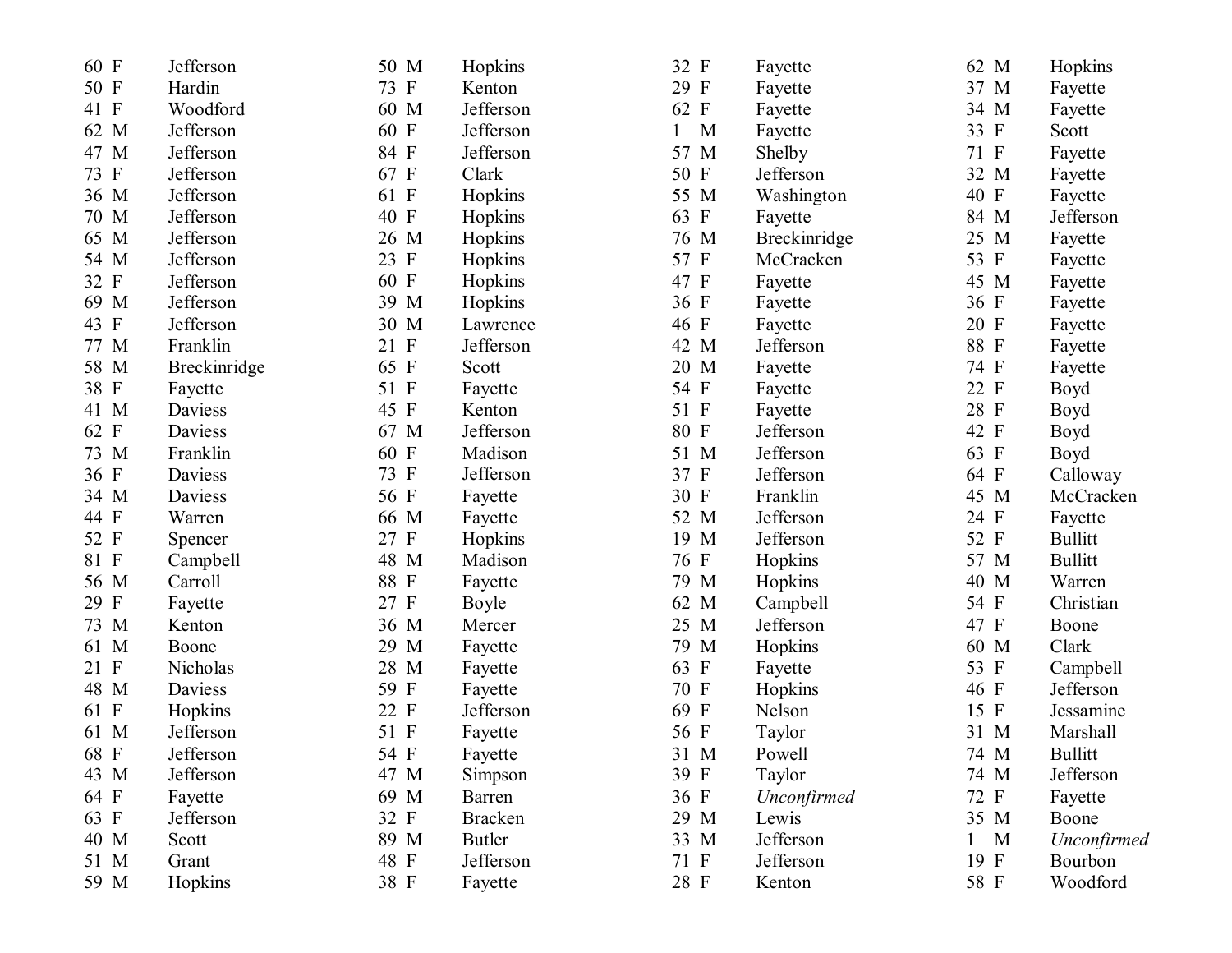| Age | Sex | County |
|---|---|---|
| 60 | F | Jefferson |
| 50 | F | Hardin |
| 41 | F | Woodford |
| 62 | M | Jefferson |
| 47 | M | Jefferson |
| 73 | F | Jefferson |
| 36 | M | Jefferson |
| 70 | M | Jefferson |
| 65 | M | Jefferson |
| 54 | M | Jefferson |
| 32 | F | Jefferson |
| 69 | M | Jefferson |
| 43 | F | Jefferson |
| 77 | M | Franklin |
| 58 | M | Breckinridge |
| 38 | F | Fayette |
| 41 | M | Daviess |
| 62 | F | Daviess |
| 73 | M | Franklin |
| 36 | F | Daviess |
| 34 | M | Daviess |
| 44 | F | Warren |
| 52 | F | Spencer |
| 81 | F | Campbell |
| 56 | M | Carroll |
| 29 | F | Fayette |
| 73 | M | Kenton |
| 61 | M | Boone |
| 21 | F | Nicholas |
| 48 | M | Daviess |
| 61 | F | Hopkins |
| 61 | M | Jefferson |
| 68 | F | Jefferson |
| 43 | M | Jefferson |
| 64 | F | Fayette |
| 63 | F | Jefferson |
| 40 | M | Scott |
| 51 | M | Grant |
| 59 | M | Hopkins |
| 50 | M | Hopkins |
| 73 | F | Kenton |
| 60 | M | Jefferson |
| 60 | F | Jefferson |
| 84 | F | Jefferson |
| 67 | F | Clark |
| 61 | F | Hopkins |
| 40 | F | Hopkins |
| 26 | M | Hopkins |
| 23 | F | Hopkins |
| 60 | F | Hopkins |
| 39 | M | Hopkins |
| 30 | M | Lawrence |
| 21 | F | Jefferson |
| 65 | F | Scott |
| 51 | F | Fayette |
| 45 | F | Kenton |
| 67 | M | Jefferson |
| 60 | F | Madison |
| 73 | F | Jefferson |
| 56 | F | Fayette |
| 66 | M | Fayette |
| 27 | F | Hopkins |
| 48 | M | Madison |
| 88 | F | Fayette |
| 27 | F | Boyle |
| 36 | M | Mercer |
| 29 | M | Fayette |
| 28 | M | Fayette |
| 59 | F | Fayette |
| 22 | F | Jefferson |
| 51 | F | Fayette |
| 54 | F | Fayette |
| 47 | M | Simpson |
| 69 | M | Barren |
| 32 | F | Bracken |
| 89 | M | Butler |
| 48 | F | Jefferson |
| 38 | F | Fayette |
| 32 | F | Fayette |
| 29 | F | Fayette |
| 62 | F | Fayette |
| 1 | M | Fayette |
| 57 | M | Shelby |
| 50 | F | Jefferson |
| 55 | M | Washington |
| 63 | F | Fayette |
| 76 | M | Breckinridge |
| 57 | F | McCracken |
| 47 | F | Fayette |
| 36 | F | Fayette |
| 46 | F | Fayette |
| 42 | M | Jefferson |
| 20 | M | Fayette |
| 54 | F | Fayette |
| 51 | F | Fayette |
| 80 | F | Jefferson |
| 51 | M | Jefferson |
| 37 | F | Jefferson |
| 30 | F | Franklin |
| 52 | M | Jefferson |
| 19 | M | Jefferson |
| 76 | F | Hopkins |
| 79 | M | Hopkins |
| 62 | M | Campbell |
| 25 | M | Jefferson |
| 79 | M | Hopkins |
| 63 | F | Fayette |
| 70 | F | Hopkins |
| 69 | F | Nelson |
| 56 | F | Taylor |
| 31 | M | Powell |
| 39 | F | Taylor |
| 36 | F | *Unconfirmed* |
| 29 | M | Lewis |
| 33 | M | Jefferson |
| 71 | F | Jefferson |
| 28 | F | Kenton |
| 62 | M | Hopkins |
| 37 | M | Fayette |
| 34 | M | Fayette |
| 33 | F | Scott |
| 71 | F | Fayette |
| 32 | M | Fayette |
| 40 | F | Fayette |
| 84 | M | Jefferson |
| 25 | M | Fayette |
| 53 | F | Fayette |
| 45 | M | Fayette |
| 36 | F | Fayette |
| 20 | F | Fayette |
| 88 | F | Fayette |
| 74 | F | Fayette |
| 22 | F | Boyd |
| 28 | F | Boyd |
| 42 | F | Boyd |
| 63 | F | Boyd |
| 64 | F | Calloway |
| 45 | M | McCracken |
| 24 | F | Fayette |
| 52 | F | Bullitt |
| 57 | M | Bullitt |
| 40 | M | Warren |
| 54 | F | Christian |
| 47 | F | Boone |
| 60 | M | Clark |
| 53 | F | Campbell |
| 46 | F | Jefferson |
| 15 | F | Jessamine |
| 31 | M | Marshall |
| 74 | M | Bullitt |
| 74 | M | Jefferson |
| 72 | F | Fayette |
| 35 | M | Boone |
| 1 | M | *Unconfirmed* |
| 19 | F | Bourbon |
| 58 | F | Woodford |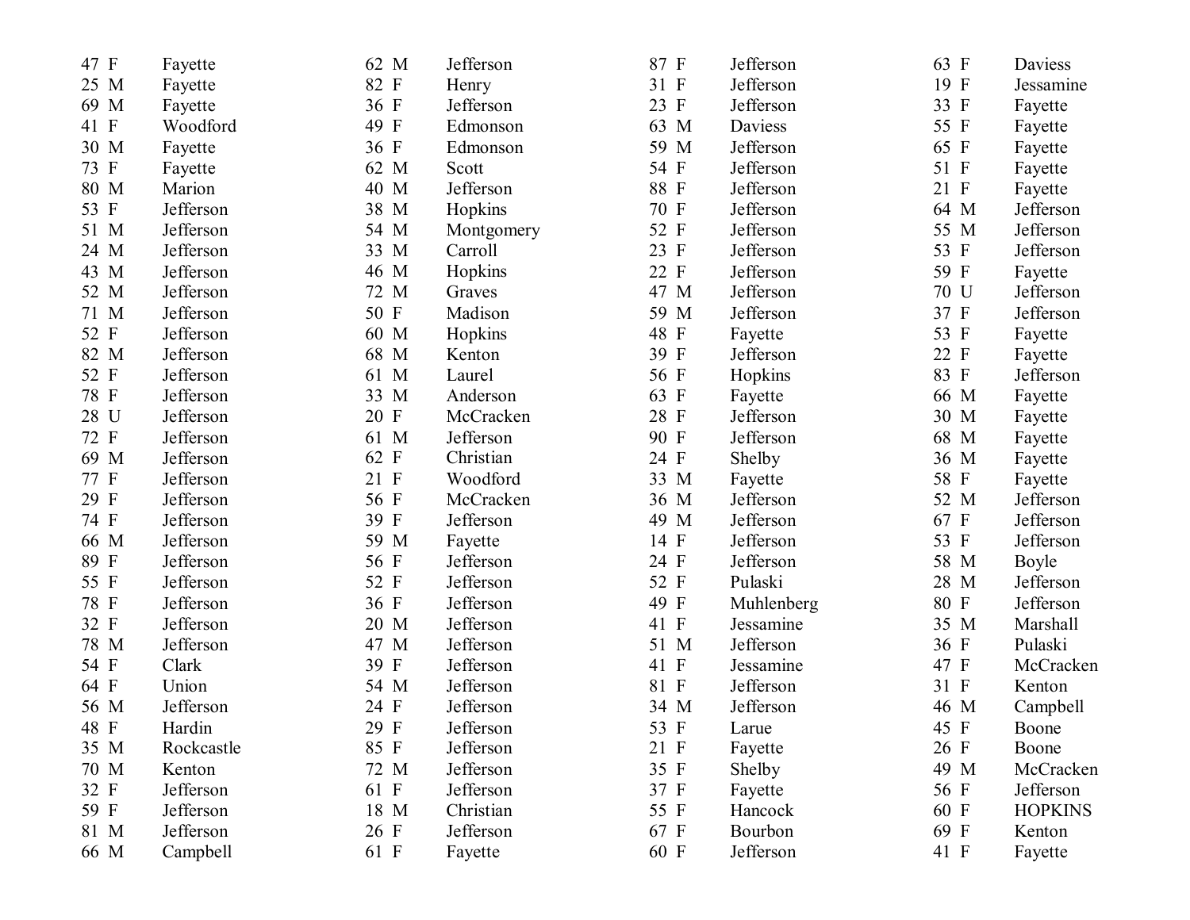| | | |
|---|---|---|
| 47 | F | Fayette |
| 25 | M | Fayette |
| 69 | M | Fayette |
| 41 | F | Woodford |
| 30 | M | Fayette |
| 73 | F | Fayette |
| 80 | M | Marion |
| 53 | F | Jefferson |
| 51 | M | Jefferson |
| 24 | M | Jefferson |
| 43 | M | Jefferson |
| 52 | M | Jefferson |
| 71 | M | Jefferson |
| 52 | F | Jefferson |
| 82 | M | Jefferson |
| 52 | F | Jefferson |
| 78 | F | Jefferson |
| 28 | U | Jefferson |
| 72 | F | Jefferson |
| 69 | M | Jefferson |
| 77 | F | Jefferson |
| 29 | F | Jefferson |
| 74 | F | Jefferson |
| 66 | M | Jefferson |
| 89 | F | Jefferson |
| 55 | F | Jefferson |
| 78 | F | Jefferson |
| 32 | F | Jefferson |
| 78 | M | Jefferson |
| 54 | F | Clark |
| 64 | F | Union |
| 56 | M | Jefferson |
| 48 | F | Hardin |
| 35 | M | Rockcastle |
| 70 | M | Kenton |
| 32 | F | Jefferson |
| 59 | F | Jefferson |
| 81 | M | Jefferson |
| 66 | M | Campbell |
| 62 | M | Jefferson |
| 82 | F | Henry |
| 36 | F | Jefferson |
| 49 | F | Edmonson |
| 36 | F | Edmonson |
| 62 | M | Scott |
| 40 | M | Jefferson |
| 38 | M | Hopkins |
| 54 | M | Montgomery |
| 33 | M | Carroll |
| 46 | M | Hopkins |
| 72 | M | Graves |
| 50 | F | Madison |
| 60 | M | Hopkins |
| 68 | M | Kenton |
| 61 | M | Laurel |
| 33 | M | Anderson |
| 20 | F | McCracken |
| 61 | M | Jefferson |
| 62 | F | Christian |
| 21 | F | Woodford |
| 56 | F | McCracken |
| 39 | F | Jefferson |
| 59 | M | Fayette |
| 56 | F | Jefferson |
| 52 | F | Jefferson |
| 36 | F | Jefferson |
| 20 | M | Jefferson |
| 47 | M | Jefferson |
| 39 | F | Jefferson |
| 54 | M | Jefferson |
| 24 | F | Jefferson |
| 29 | F | Jefferson |
| 85 | F | Jefferson |
| 72 | M | Jefferson |
| 61 | F | Jefferson |
| 18 | M | Christian |
| 26 | F | Jefferson |
| 61 | F | Fayette |
| 87 | F | Jefferson |
| 31 | F | Jefferson |
| 23 | F | Jefferson |
| 63 | M | Daviess |
| 59 | M | Jefferson |
| 54 | F | Jefferson |
| 88 | F | Jefferson |
| 70 | F | Jefferson |
| 52 | F | Jefferson |
| 23 | F | Jefferson |
| 22 | F | Jefferson |
| 47 | M | Jefferson |
| 59 | M | Jefferson |
| 48 | F | Fayette |
| 39 | F | Jefferson |
| 56 | F | Hopkins |
| 63 | F | Fayette |
| 28 | F | Jefferson |
| 90 | F | Jefferson |
| 24 | F | Shelby |
| 33 | M | Fayette |
| 36 | M | Jefferson |
| 49 | M | Jefferson |
| 14 | F | Jefferson |
| 24 | F | Jefferson |
| 52 | F | Pulaski |
| 49 | F | Muhlenberg |
| 41 | F | Jessamine |
| 51 | M | Jefferson |
| 41 | F | Jessamine |
| 81 | F | Jefferson |
| 34 | M | Jefferson |
| 53 | F | Larue |
| 21 | F | Fayette |
| 35 | F | Shelby |
| 37 | F | Fayette |
| 55 | F | Hancock |
| 67 | F | Bourbon |
| 60 | F | Jefferson |
| 63 | F | Daviess |
| 19 | F | Jessamine |
| 33 | F | Fayette |
| 55 | F | Fayette |
| 65 | F | Fayette |
| 51 | F | Fayette |
| 21 | F | Fayette |
| 64 | M | Jefferson |
| 55 | M | Jefferson |
| 53 | F | Jefferson |
| 59 | F | Fayette |
| 70 | U | Jefferson |
| 37 | F | Jefferson |
| 53 | F | Fayette |
| 22 | F | Fayette |
| 83 | F | Jefferson |
| 66 | M | Fayette |
| 30 | M | Fayette |
| 68 | M | Fayette |
| 36 | M | Fayette |
| 58 | F | Fayette |
| 52 | M | Jefferson |
| 67 | F | Jefferson |
| 53 | F | Jefferson |
| 58 | M | Boyle |
| 28 | M | Jefferson |
| 80 | F | Jefferson |
| 35 | M | Marshall |
| 36 | F | Pulaski |
| 47 | F | McCracken |
| 31 | F | Kenton |
| 46 | M | Campbell |
| 45 | F | Boone |
| 26 | F | Boone |
| 49 | M | McCracken |
| 56 | F | Jefferson |
| 60 | F | HOPKINS |
| 69 | F | Kenton |
| 41 | F | Fayette |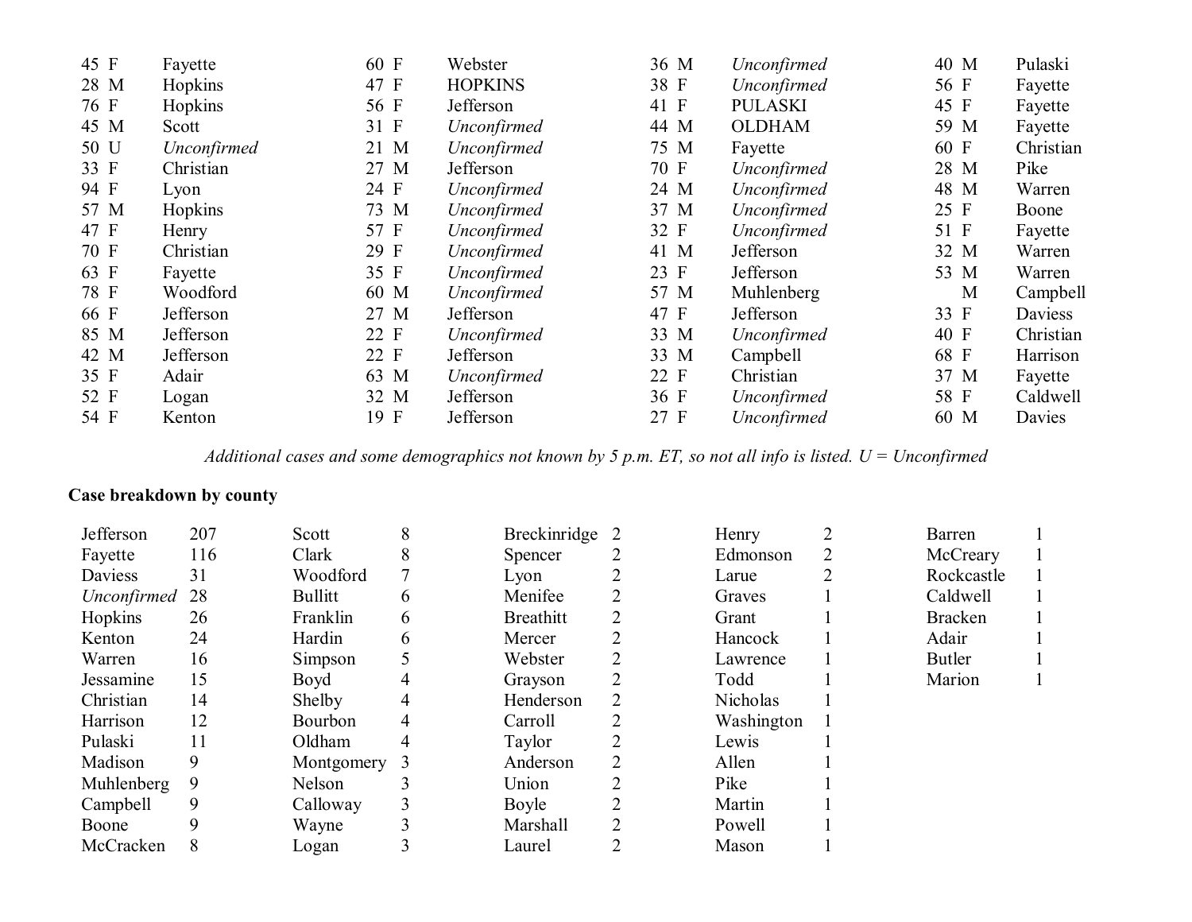| | | | | | | | | | | | |
|---|---|---|---|---|---|---|---|---|---|---|---|
| 45 | F | Fayette | 60 | F | Webster | 36 | M | *Unconfirmed* | 40 | M | Pulaski |
| 28 | M | Hopkins | 47 | F | HOPKINS | 38 | F | *Unconfirmed* | 56 | F | Fayette |
| 76 | F | Hopkins | 56 | F | Jefferson | 41 | F | PULASKI | 45 | F | Fayette |
| 45 | M | Scott | 31 | F | *Unconfirmed* | 44 | M | OLDHAM | 59 | M | Fayette |
| 50 | U | *Unconfirmed* | 21 | M | *Unconfirmed* | 75 | M | Fayette | 60 | F | Christian |
| 33 | F | Christian | 27 | M | Jefferson | 70 | F | *Unconfirmed* | 28 | M | Pike |
| 94 | F | Lyon | 24 | F | *Unconfirmed* | 24 | M | *Unconfirmed* | 48 | M | Warren |
| 57 | M | Hopkins | 73 | M | *Unconfirmed* | 37 | M | *Unconfirmed* | 25 | F | Boone |
| 47 | F | Henry | 57 | F | *Unconfirmed* | 32 | F | *Unconfirmed* | 51 | F | Fayette |
| 70 | F | Christian | 29 | F | *Unconfirmed* | 41 | M | Jefferson | 32 | M | Warren |
| 63 | F | Fayette | 35 | F | *Unconfirmed* | 23 | F | Jefferson | 53 | M | Warren |
| 78 | F | Woodford | 60 | M | *Unconfirmed* | 57 | M | Muhlenberg | | M | Campbell |
| 66 | F | Jefferson | 27 | M | Jefferson | 47 | F | Jefferson | 33 | F | Daviess |
| 85 | M | Jefferson | 22 | F | *Unconfirmed* | 33 | M | *Unconfirmed* | 40 | F | Christian |
| 42 | M | Jefferson | 22 | F | Jefferson | 33 | M | Campbell | 68 | F | Harrison |
| 35 | F | Adair | 63 | M | *Unconfirmed* | 22 | F | Christian | 37 | M | Fayette |
| 52 | F | Logan | 32 | M | Jefferson | 36 | F | *Unconfirmed* | 58 | F | Caldwell |
| 54 | F | Kenton | 19 | F | Jefferson | 27 | F | *Unconfirmed* | 60 | M | Davies |

*Additional cases and some demographics not known by 5 p.m. ET, so not all info is listed. U = Unconfirmed*

**Case breakdown by county**

| | | | | | | | | | |
|---|---|---|---|---|---|---|---|---|---|
| Jefferson | 207 | Scott | 8 | Breckinridge | 2 | Henry | 2 | Barren | 1 |
| Fayette | 116 | Clark | 8 | Spencer | 2 | Edmonson | 2 | McCreary | 1 |
| Daviess | 31 | Woodford | 7 | Lyon | 2 | Larue | 2 | Rockcastle | 1 |
| *Unconfirmed* | 28 | Bullitt | 6 | Menifee | 2 | Graves | 1 | Caldwell | 1 |
| Hopkins | 26 | Franklin | 6 | Breathitt | 2 | Grant | 1 | Bracken | 1 |
| Kenton | 24 | Hardin | 6 | Mercer | 2 | Hancock | 1 | Adair | 1 |
| Warren | 16 | Simpson | 5 | Webster | 2 | Lawrence | 1 | Butler | 1 |
| Jessamine | 15 | Boyd | 4 | Grayson | 2 | Todd | 1 | Marion | 1 |
| Christian | 14 | Shelby | 4 | Henderson | 2 | Nicholas | 1 | | |
| Harrison | 12 | Bourbon | 4 | Carroll | 2 | Washington | 1 | | |
| Pulaski | 11 | Oldham | 4 | Taylor | 2 | Lewis | 1 | | |
| Madison | 9 | Montgomery | 3 | Anderson | 2 | Allen | 1 | | |
| Muhlenberg | 9 | Nelson | 3 | Union | 2 | Pike | 1 | | |
| Campbell | 9 | Calloway | 3 | Boyle | 2 | Martin | 1 | | |
| Boone | 9 | Wayne | 3 | Marshall | 2 | Powell | 1 | | |
| McCracken | 8 | Logan | 3 | Laurel | 2 | Mason | 1 | | |